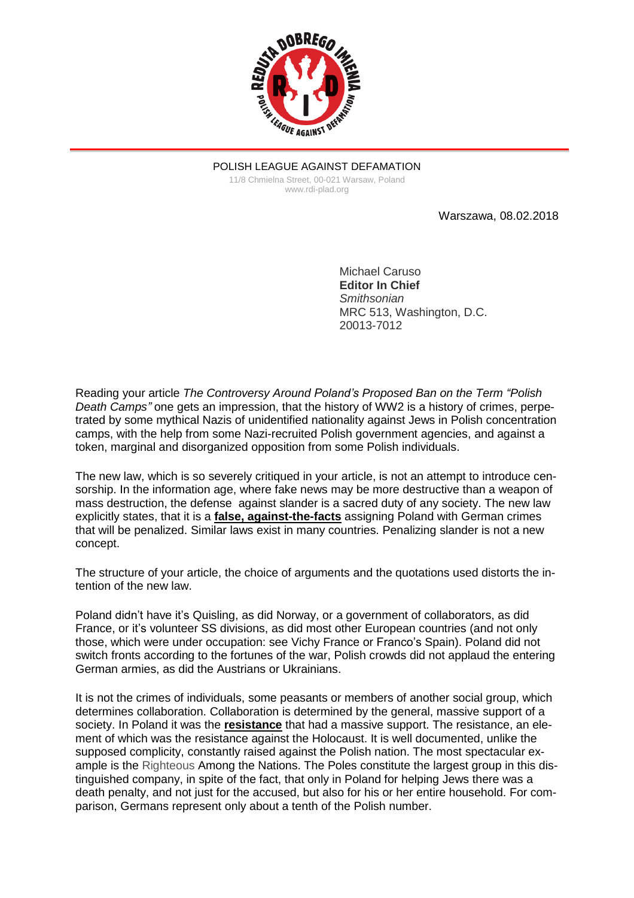POLISH LEAGUE AGAINST DEFAMATION

11/8 Chmielna Street, 00-021 Warsaw, Poland
www.rdi-plad.org

Warszawa, 08.02.2018

Michael Caruso
**Editor In Chief**
*Smithsonian*
MRC 513, Washington, D.C.
20013-7012

Reading your article *The Controversy Around Poland's Proposed Ban on the Term "Polish Death Camps"* one gets an impression, that the history of WW2 is a history of crimes, perpetrated by some mythical Nazis of unidentified nationality against Jews in Polish concentration camps, with the help from some Nazi-recruited Polish government agencies, and against a token, marginal and disorganized opposition from some Polish individuals.

The new law, which is so severely critiqued in your article, is not an attempt to introduce censorship. In the information age, where fake news may be more destructive than a weapon of mass destruction, the defense against slander is a sacred duty of any society. The new law explicitly states, that it is a **false, against-the-facts** assigning Poland with German crimes that will be penalized. Similar laws exist in many countries. Penalizing slander is not a new concept.

The structure of your article, the choice of arguments and the quotations used distorts the intention of the new law.

Poland didn't have it's Quisling, as did Norway, or a government of collaborators, as did France, or it's volunteer SS divisions, as did most other European countries (and not only those, which were under occupation: see Vichy France or Franco's Spain). Poland did not switch fronts according to the fortunes of the war, Polish crowds did not applaud the entering German armies, as did the Austrians or Ukrainians.

It is not the crimes of individuals, some peasants or members of another social group, which determines collaboration. Collaboration is determined by the general, massive support of a society. In Poland it was the **resistance** that had a massive support. The resistance, an element of which was the resistance against the Holocaust. It is well documented, unlike the supposed complicity, constantly raised against the Polish nation. The most spectacular example is the Righteous Among the Nations. The Poles constitute the largest group in this distinguished company, in spite of the fact, that only in Poland for helping Jews there was a death penalty, and not just for the accused, but also for his or her entire household. For comparison, Germans represent only about a tenth of the Polish number.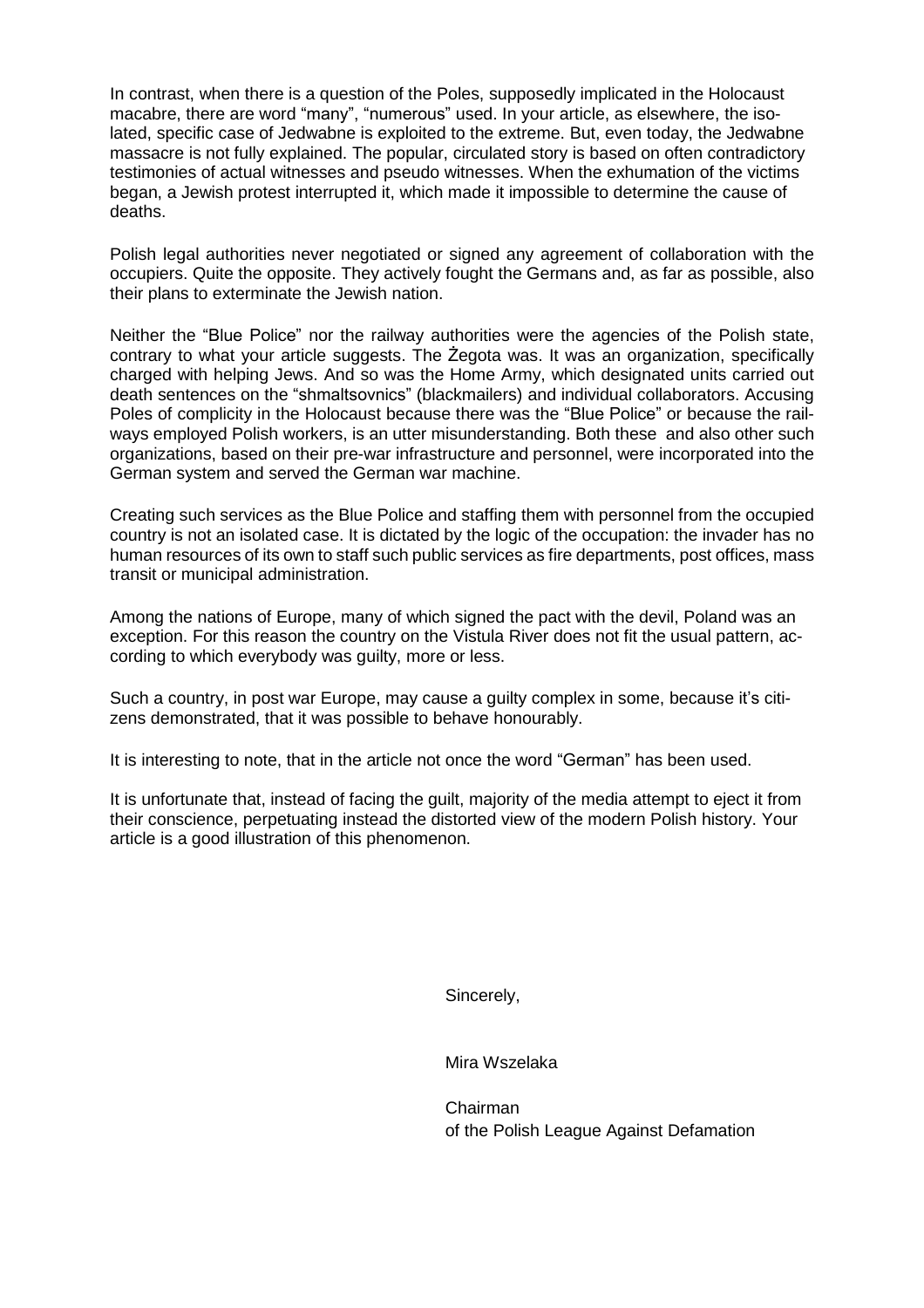In contrast, when there is a question of the Poles, supposedly implicated in the Holocaust macabre, there are word "many", "numerous" used. In your article, as elsewhere, the isolated, specific case of Jedwabne is exploited to the extreme. But, even today, the Jedwabne massacre is not fully explained. The popular, circulated story is based on often contradictory testimonies of actual witnesses and pseudo witnesses. When the exhumation of the victims began, a Jewish protest interrupted it, which made it impossible to determine the cause of deaths.

Polish legal authorities never negotiated or signed any agreement of collaboration with the occupiers. Quite the opposite. They actively fought the Germans and, as far as possible, also their plans to exterminate the Jewish nation.

Neither the "Blue Police" nor the railway authorities were the agencies of the Polish state, contrary to what your article suggests. The Żegota was. It was an organization, specifically charged with helping Jews. And so was the Home Army, which designated units carried out death sentences on the "shmaltsovnics" (blackmailers) and individual collaborators. Accusing Poles of complicity in the Holocaust because there was the "Blue Police" or because the railways employed Polish workers, is an utter misunderstanding. Both these and also other such organizations, based on their pre-war infrastructure and personnel, were incorporated into the German system and served the German war machine.

Creating such services as the Blue Police and staffing them with personnel from the occupied country is not an isolated case. It is dictated by the logic of the occupation: the invader has no human resources of its own to staff such public services as fire departments, post offices, mass transit or municipal administration.

Among the nations of Europe, many of which signed the pact with the devil, Poland was an exception. For this reason the country on the Vistula River does not fit the usual pattern, according to which everybody was guilty, more or less.

Such a country, in post war Europe, may cause a guilty complex in some, because it's citizens demonstrated, that it was possible to behave honourably.

It is interesting to note, that in the article not once the word "German" has been used.

It is unfortunate that, instead of facing the guilt, majority of the media attempt to eject it from their conscience, perpetuating instead the distorted view of the modern Polish history. Your article is a good illustration of this phenomenon.

Sincerely,

Mira Wszelaka

Chairman
of the Polish League Against Defamation